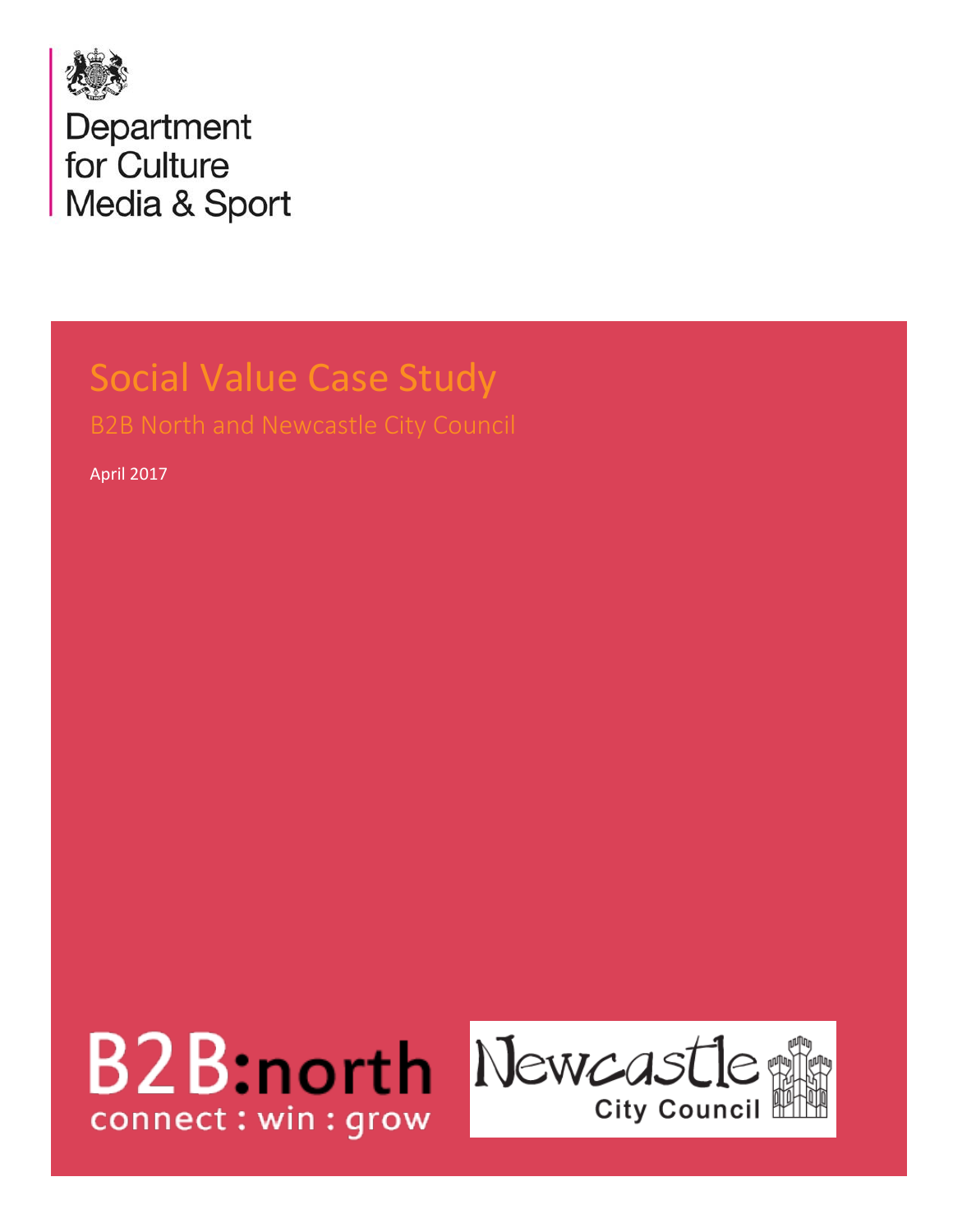Department for Culture Media & Sport

# Social Value Case Study

## B2B North and Newcastle City Council

April 2017

B2B:north connect : win : grow

Newcastle City Council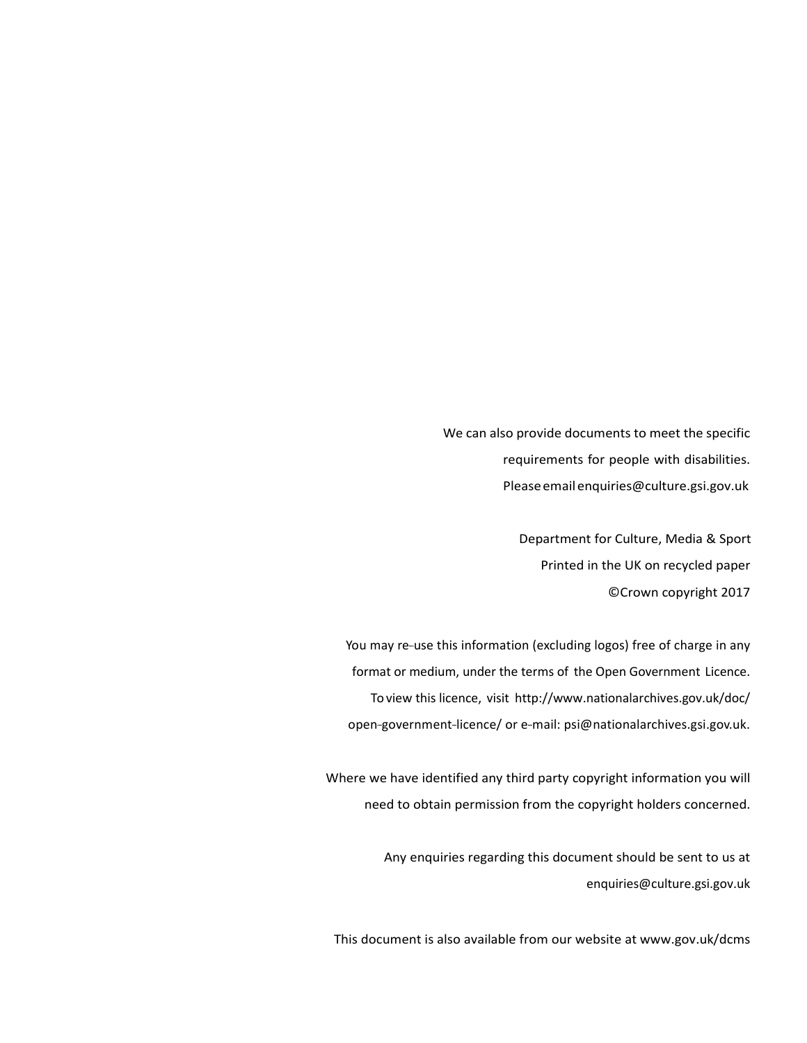We can also provide documents to meet the specific requirements for people with disabilities. Please email enquiries@culture.gsi.gov.uk

Department for Culture, Media & Sport
Printed in the UK on recycled paper
©Crown copyright 2017

You may re-use this information (excluding logos) free of charge in any format or medium, under the terms of the Open Government Licence. To view this licence, visit http://www.nationalarchives.gov.uk/doc/open-government-licence/ or e-mail: psi@nationalarchives.gsi.gov.uk.

Where we have identified any third party copyright information you will need to obtain permission from the copyright holders concerned.

Any enquiries regarding this document should be sent to us at enquiries@culture.gsi.gov.uk

This document is also available from our website at www.gov.uk/dcms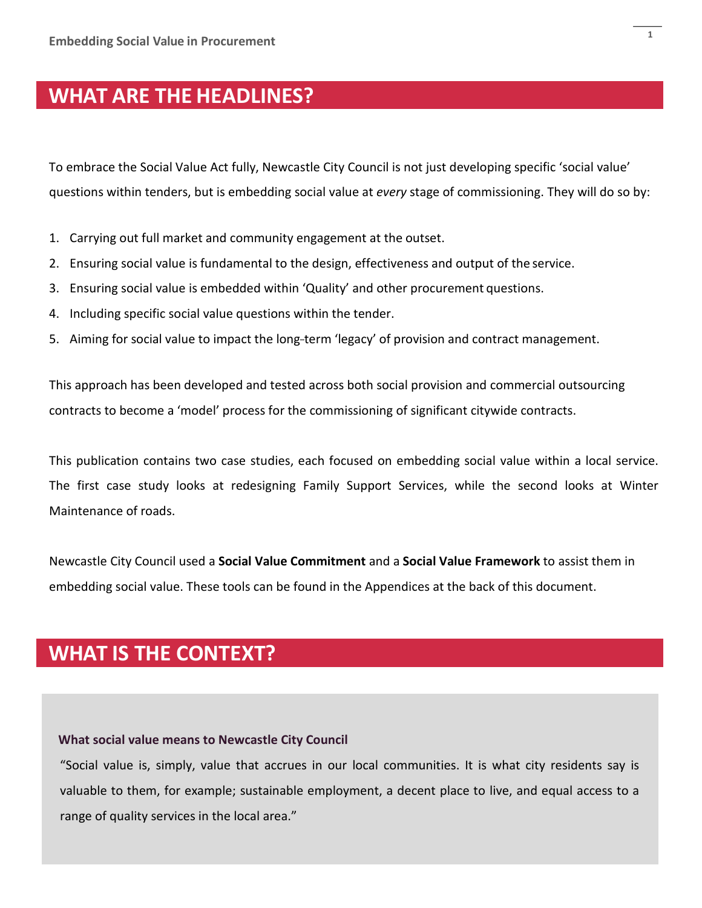## WHAT ARE THE HEADLINES?

To embrace the Social Value Act fully, Newcastle City Council is not just developing specific 'social value' questions within tenders, but is embedding social value at *every* stage of commissioning. They will do so by:

1. Carrying out full market and community engagement at the outset.
2. Ensuring social value is fundamental to the design, effectiveness and output of the service.
3. Ensuring social value is embedded within 'Quality' and other procurement questions.
4. Including specific social value questions within the tender.
5. Aiming for social value to impact the long-term 'legacy' of provision and contract management.

This approach has been developed and tested across both social provision and commercial outsourcing contracts to become a 'model' process for the commissioning of significant citywide contracts.

This publication contains two case studies, each focused on embedding social value within a local service. The first case study looks at redesigning Family Support Services, while the second looks at Winter Maintenance of roads.

Newcastle City Council used a **Social Value Commitment** and a **Social Value Framework** to assist them in embedding social value. These tools can be found in the Appendices at the back of this document.

## WHAT IS THE CONTEXT?

**What social value means to Newcastle City Council**

"Social value is, simply, value that accrues in our local communities. It is what city residents say is valuable to them, for example; sustainable employment, a decent place to live, and equal access to a range of quality services in the local area."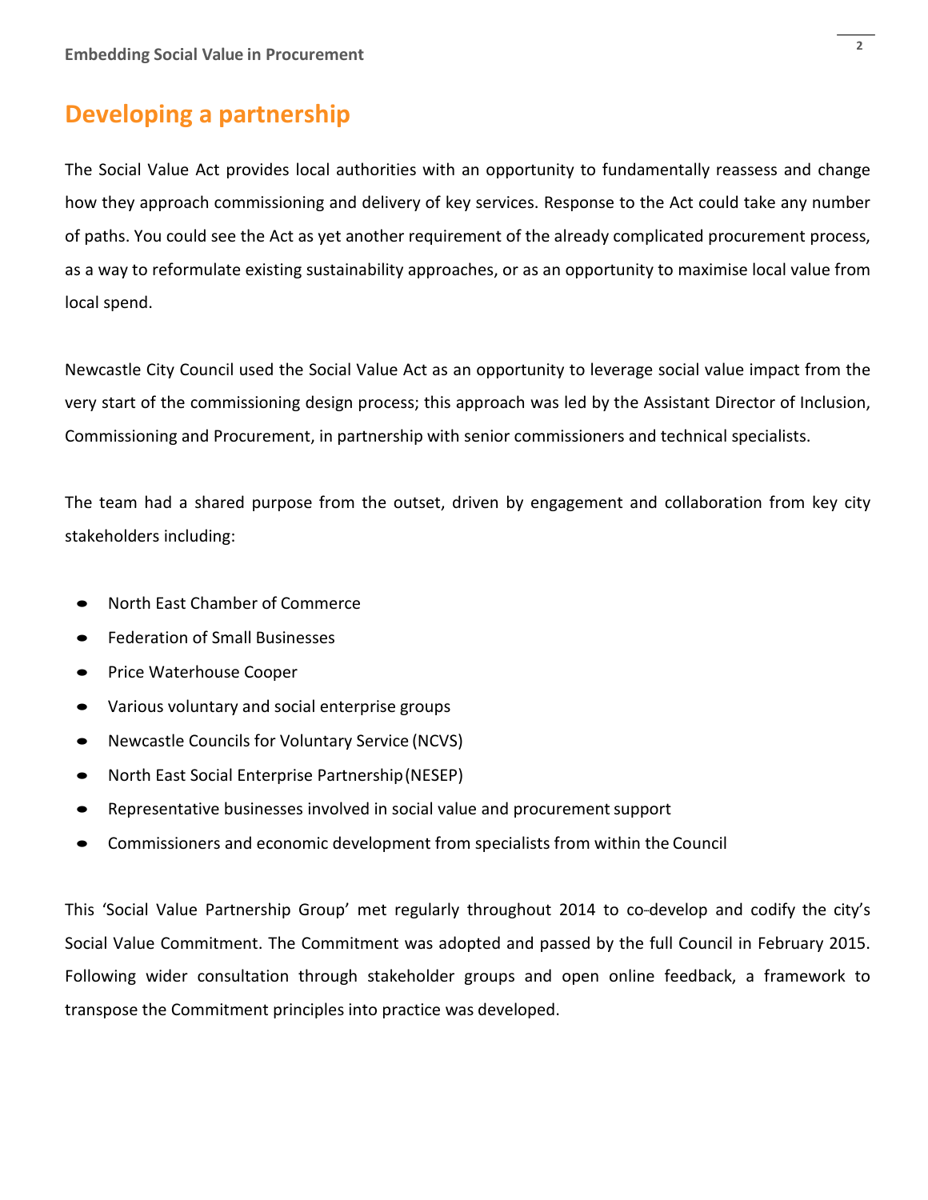## Developing a partnership

The Social Value Act provides local authorities with an opportunity to fundamentally reassess and change how they approach commissioning and delivery of key services. Response to the Act could take any number of paths. You could see the Act as yet another requirement of the already complicated procurement process, as a way to reformulate existing sustainability approaches, or as an opportunity to maximise local value from local spend.

Newcastle City Council used the Social Value Act as an opportunity to leverage social value impact from the very start of the commissioning design process; this approach was led by the Assistant Director of Inclusion, Commissioning and Procurement, in partnership with senior commissioners and technical specialists.

The team had a shared purpose from the outset, driven by engagement and collaboration from key city stakeholders including:

- North East Chamber of Commerce
- Federation of Small Businesses
- Price Waterhouse Cooper
- Various voluntary and social enterprise groups
- Newcastle Councils for Voluntary Service (NCVS)
- North East Social Enterprise Partnership (NESEP)
- Representative businesses involved in social value and procurement support
- Commissioners and economic development from specialists from within the Council

This 'Social Value Partnership Group' met regularly throughout 2014 to co-develop and codify the city's Social Value Commitment. The Commitment was adopted and passed by the full Council in February 2015. Following wider consultation through stakeholder groups and open online feedback, a framework to transpose the Commitment principles into practice was developed.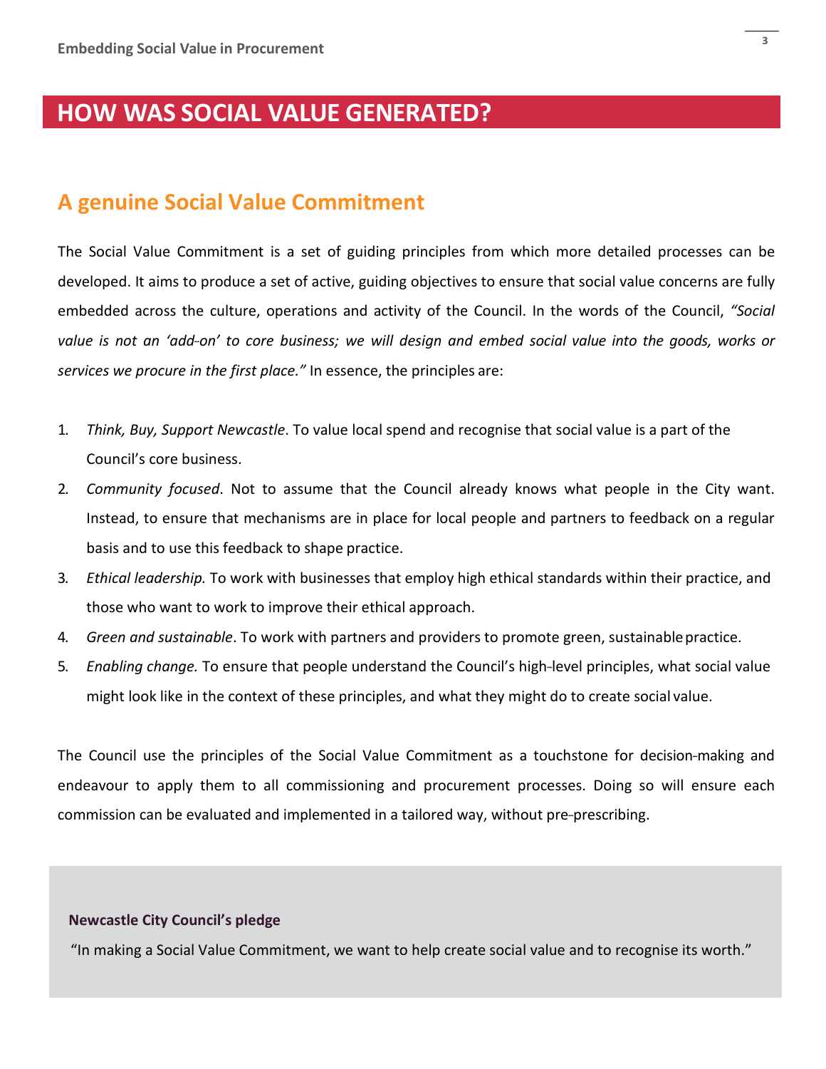# HOW WAS SOCIAL VALUE GENERATED?

## A genuine Social Value Commitment

The Social Value Commitment is a set of guiding principles from which more detailed processes can be developed. It aims to produce a set of active, guiding objectives to ensure that social value concerns are fully embedded across the culture, operations and activity of the Council. In the words of the Council, *"Social value is not an 'add-on' to core business; we will design and embed social value into the goods, works or services we procure in the first place."* In essence, the principles are:

1. *Think, Buy, Support Newcastle*. To value local spend and recognise that social value is a part of the Council's core business.
2. *Community focused*. Not to assume that the Council already knows what people in the City want. Instead, to ensure that mechanisms are in place for local people and partners to feedback on a regular basis and to use this feedback to shape practice.
3. *Ethical leadership.* To work with businesses that employ high ethical standards within their practice, and those who want to work to improve their ethical approach.
4. *Green and sustainable*. To work with partners and providers to promote green, sustainable practice.
5. *Enabling change.* To ensure that people understand the Council's high-level principles, what social value might look like in the context of these principles, and what they might do to create social value.

The Council use the principles of the Social Value Commitment as a touchstone for decision-making and endeavour to apply them to all commissioning and procurement processes. Doing so will ensure each commission can be evaluated and implemented in a tailored way, without pre-prescribing.

**Newcastle City Council's pledge**

"In making a Social Value Commitment, we want to help create social value and to recognise its worth."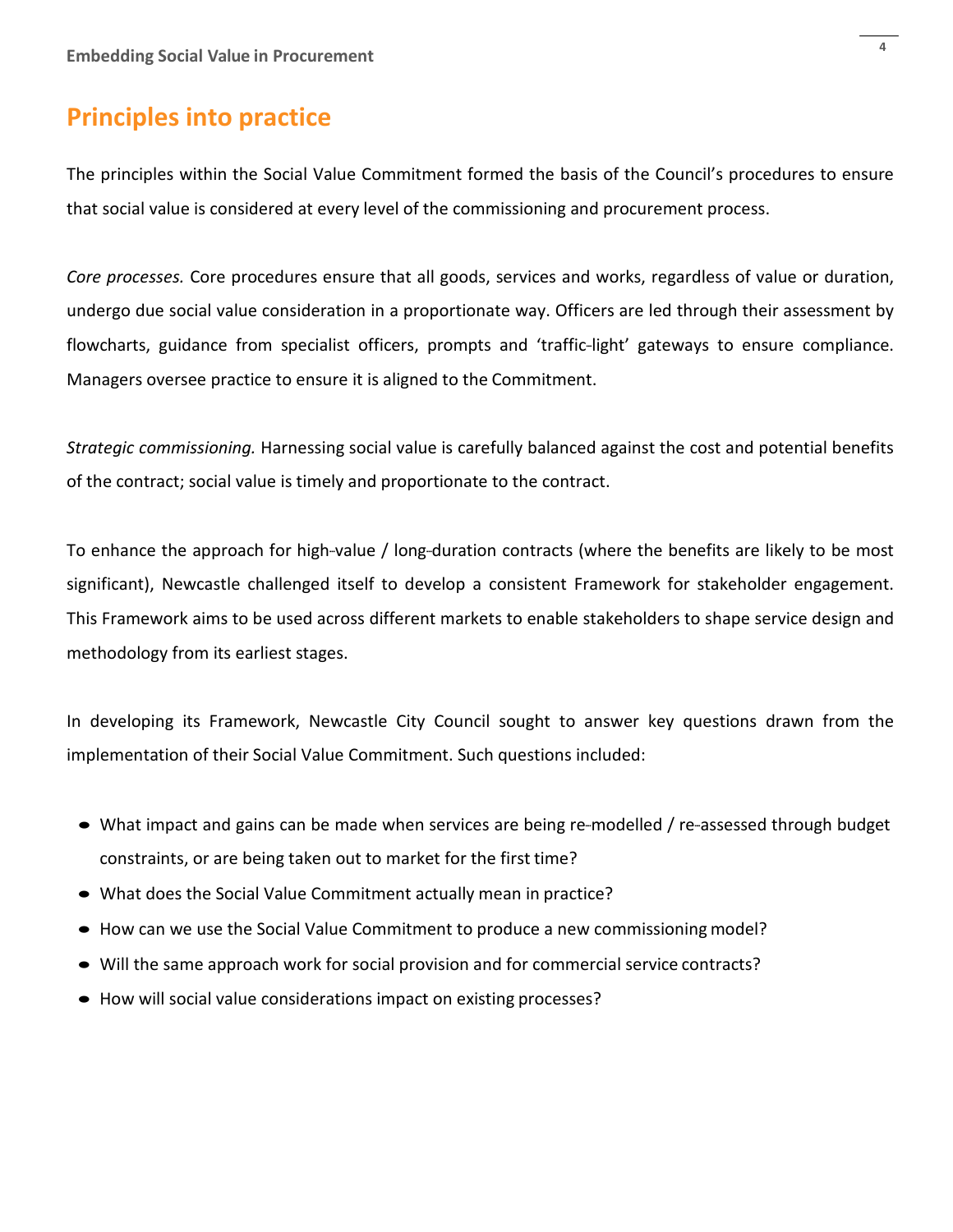## Principles into practice

The principles within the Social Value Commitment formed the basis of the Council's procedures to ensure that social value is considered at every level of the commissioning and procurement process.

*Core processes.* Core procedures ensure that all goods, services and works, regardless of value or duration, undergo due social value consideration in a proportionate way. Officers are led through their assessment by flowcharts, guidance from specialist officers, prompts and 'traffic-light' gateways to ensure compliance. Managers oversee practice to ensure it is aligned to the Commitment.

*Strategic commissioning.* Harnessing social value is carefully balanced against the cost and potential benefits of the contract; social value is timely and proportionate to the contract.

To enhance the approach for high-value / long-duration contracts (where the benefits are likely to be most significant), Newcastle challenged itself to develop a consistent Framework for stakeholder engagement. This Framework aims to be used across different markets to enable stakeholders to shape service design and methodology from its earliest stages.

In developing its Framework, Newcastle City Council sought to answer key questions drawn from the implementation of their Social Value Commitment. Such questions included:

- What impact and gains can be made when services are being re-modelled / re-assessed through budget constraints, or are being taken out to market for the first time?
- What does the Social Value Commitment actually mean in practice?
- How can we use the Social Value Commitment to produce a new commissioning model?
- Will the same approach work for social provision and for commercial service contracts?
- How will social value considerations impact on existing processes?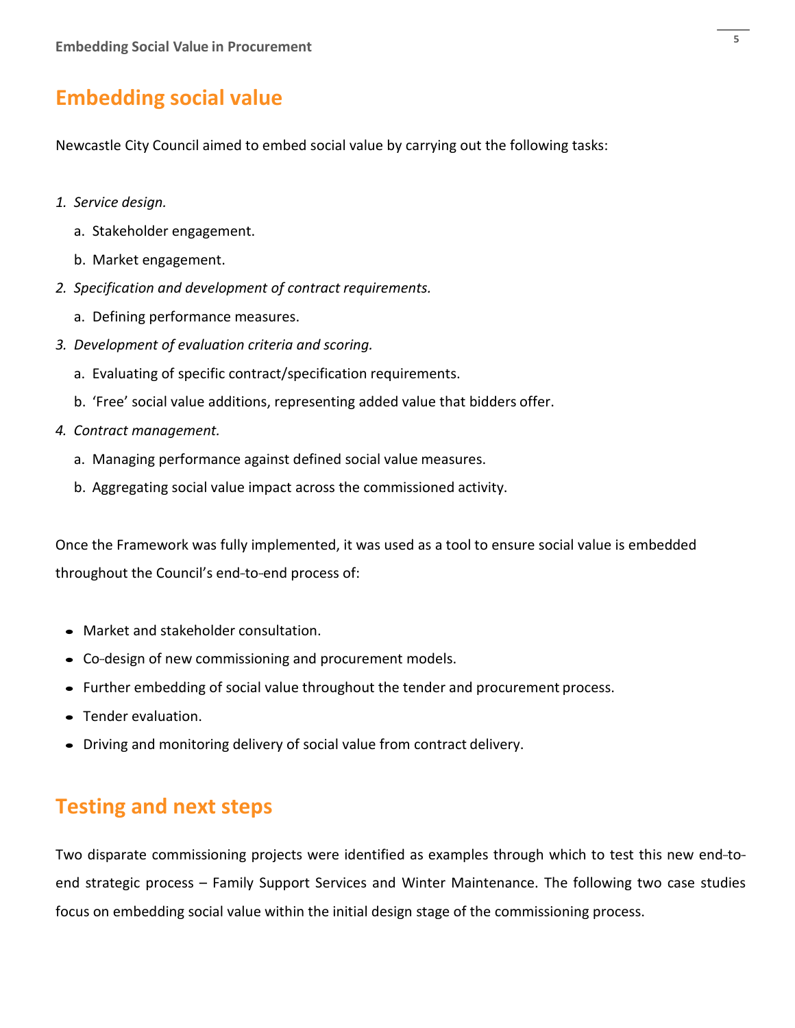## Embedding social value

Newcastle City Council aimed to embed social value by carrying out the following tasks:

1. *Service design.*
   a. Stakeholder engagement.
   b. Market engagement.
2. *Specification and development of contract requirements.*
   a. Defining performance measures.
3. *Development of evaluation criteria and scoring.*
   a. Evaluating of specific contract/specification requirements.
   b. 'Free' social value additions, representing added value that bidders offer.
4. *Contract management.*
   a. Managing performance against defined social value measures.
   b. Aggregating social value impact across the commissioned activity.

Once the Framework was fully implemented, it was used as a tool to ensure social value is embedded throughout the Council's end-to-end process of:

- Market and stakeholder consultation.
- Co-design of new commissioning and procurement models.
- Further embedding of social value throughout the tender and procurement process.
- Tender evaluation.
- Driving and monitoring delivery of social value from contract delivery.

## Testing and next steps

Two disparate commissioning projects were identified as examples through which to test this new end-to-end strategic process – Family Support Services and Winter Maintenance. The following two case studies focus on embedding social value within the initial design stage of the commissioning process.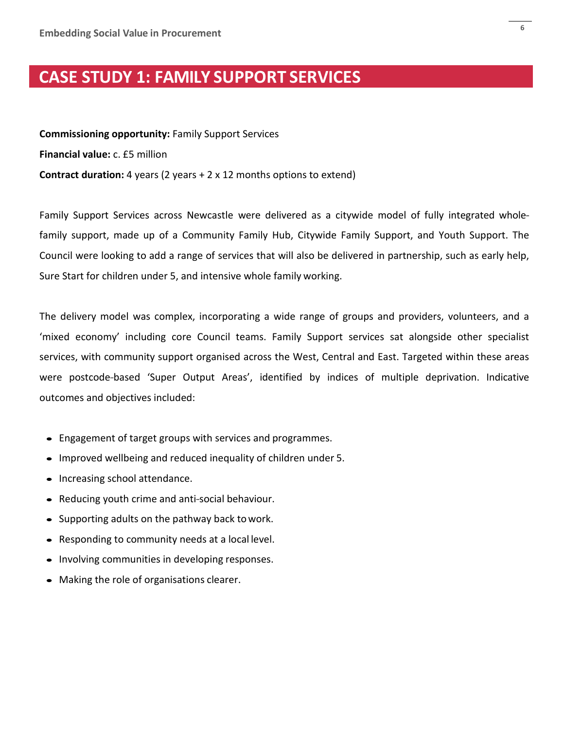# CASE STUDY 1: FAMILY SUPPORT SERVICES

**Commissioning opportunity:** Family Support Services

**Financial value:** c. £5 million

**Contract duration:** 4 years (2 years + 2 x 12 months options to extend)

Family Support Services across Newcastle were delivered as a citywide model of fully integrated whole-family support, made up of a Community Family Hub, Citywide Family Support, and Youth Support. The Council were looking to add a range of services that will also be delivered in partnership, such as early help, Sure Start for children under 5, and intensive whole family working.

The delivery model was complex, incorporating a wide range of groups and providers, volunteers, and a 'mixed economy' including core Council teams. Family Support services sat alongside other specialist services, with community support organised across the West, Central and East. Targeted within these areas were postcode-based 'Super Output Areas', identified by indices of multiple deprivation. Indicative outcomes and objectives included:

- Engagement of target groups with services and programmes.
- Improved wellbeing and reduced inequality of children under 5.
- Increasing school attendance.
- Reducing youth crime and anti-social behaviour.
- Supporting adults on the pathway back to work.
- Responding to community needs at a local level.
- Involving communities in developing responses.
- Making the role of organisations clearer.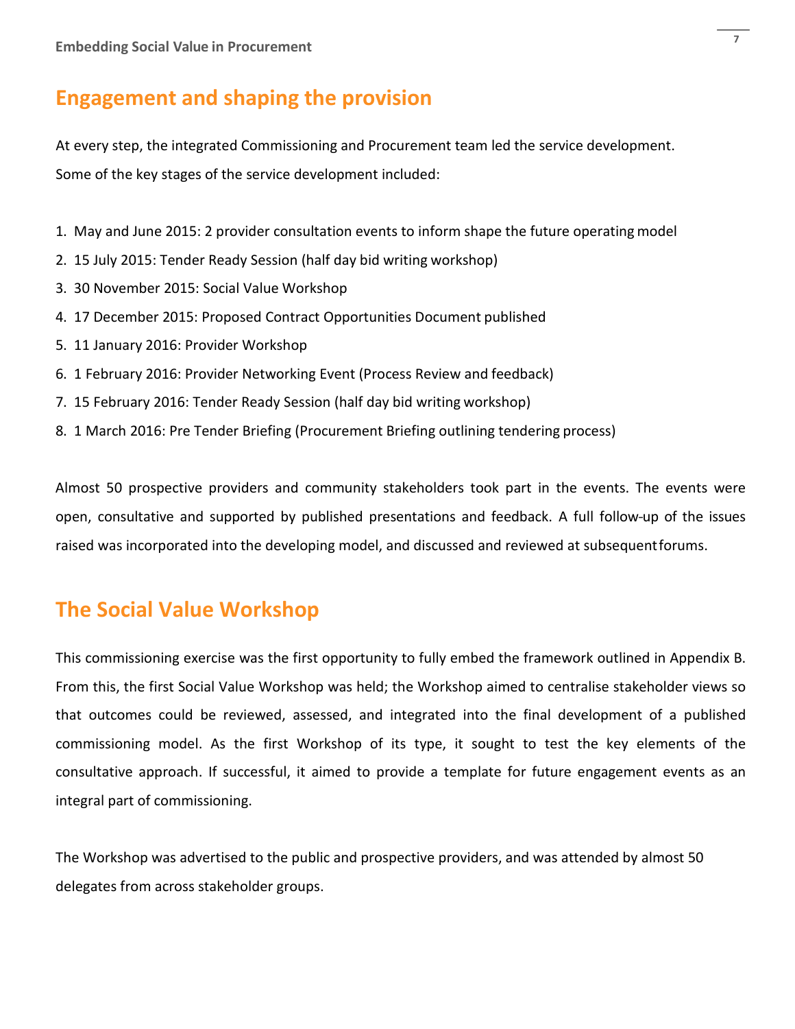## Engagement and shaping the provision

At every step, the integrated Commissioning and Procurement team led the service development. Some of the key stages of the service development included:

1. May and June 2015: 2 provider consultation events to inform shape the future operating model
2. 15 July 2015: Tender Ready Session (half day bid writing workshop)
3. 30 November 2015: Social Value Workshop
4. 17 December 2015: Proposed Contract Opportunities Document published
5. 11 January 2016: Provider Workshop
6. 1 February 2016: Provider Networking Event (Process Review and feedback)
7. 15 February 2016: Tender Ready Session (half day bid writing workshop)
8. 1 March 2016: Pre Tender Briefing (Procurement Briefing outlining tendering process)

Almost 50 prospective providers and community stakeholders took part in the events. The events were open, consultative and supported by published presentations and feedback. A full follow-up of the issues raised was incorporated into the developing model, and discussed and reviewed at subsequent forums.

## The Social Value Workshop

This commissioning exercise was the first opportunity to fully embed the framework outlined in Appendix B. From this, the first Social Value Workshop was held; the Workshop aimed to centralise stakeholder views so that outcomes could be reviewed, assessed, and integrated into the final development of a published commissioning model. As the first Workshop of its type, it sought to test the key elements of the consultative approach. If successful, it aimed to provide a template for future engagement events as an integral part of commissioning.

The Workshop was advertised to the public and prospective providers, and was attended by almost 50 delegates from across stakeholder groups.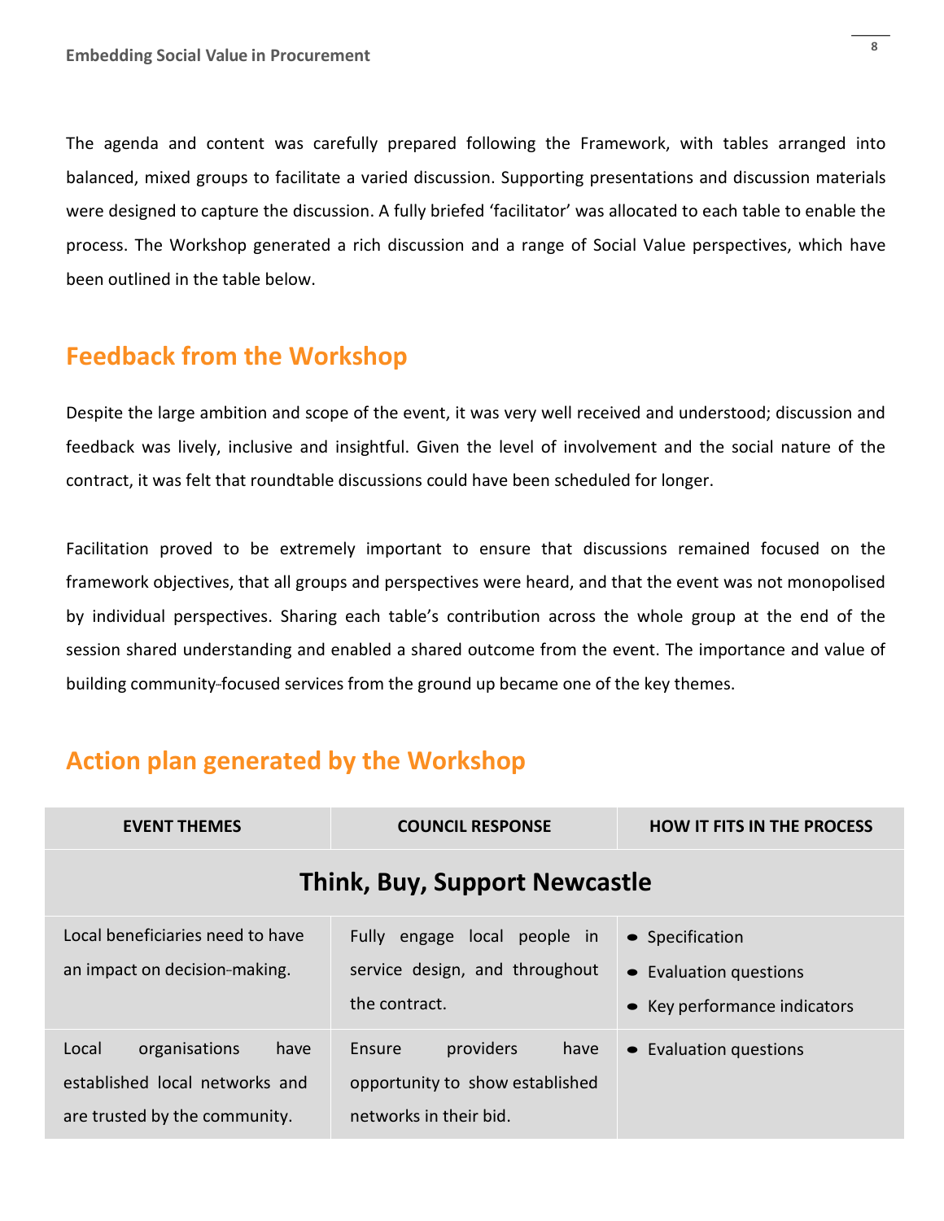The agenda and content was carefully prepared following the Framework, with tables arranged into balanced, mixed groups to facilitate a varied discussion. Supporting presentations and discussion materials were designed to capture the discussion. A fully briefed 'facilitator' was allocated to each table to enable the process. The Workshop generated a rich discussion and a range of Social Value perspectives, which have been outlined in the table below.

## Feedback from the Workshop

Despite the large ambition and scope of the event, it was very well received and understood; discussion and feedback was lively, inclusive and insightful. Given the level of involvement and the social nature of the contract, it was felt that roundtable discussions could have been scheduled for longer.

Facilitation proved to be extremely important to ensure that discussions remained focused on the framework objectives, that all groups and perspectives were heard, and that the event was not monopolised by individual perspectives. Sharing each table's contribution across the whole group at the end of the session shared understanding and enabled a shared outcome from the event. The importance and value of building community-focused services from the ground up became one of the key themes.

## Action plan generated by the Workshop

| EVENT THEMES | COUNCIL RESPONSE | HOW IT FITS IN THE PROCESS |
|---|---|---|
| **Think, Buy, Support Newcastle** | | |
| Local beneficiaries need to have an impact on decision-making. | Fully engage local people in service design, and throughout the contract. | • Specification<br>• Evaluation questions<br>• Key performance indicators |
| Local organisations have established local networks and are trusted by the community. | Ensure providers have opportunity to show established networks in their bid. | • Evaluation questions |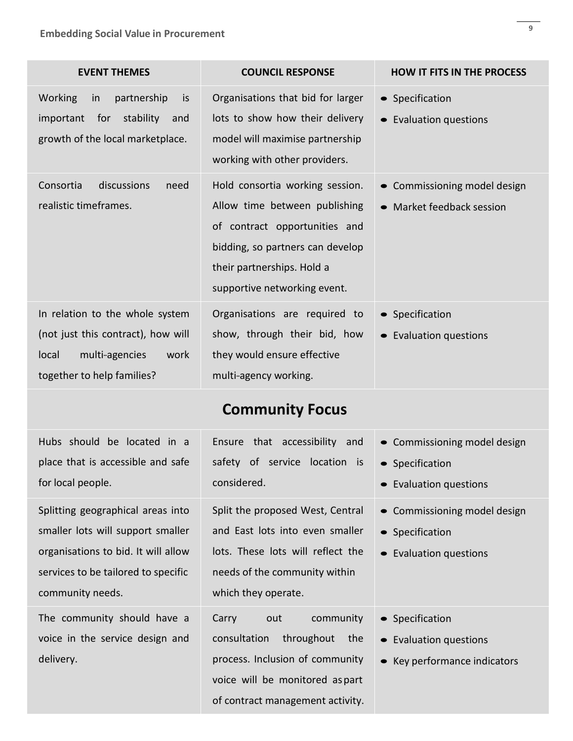| EVENT THEMES | COUNCIL RESPONSE | HOW IT FITS IN THE PROCESS |
|---|---|---|
| Working in partnership is important for stability and growth of the local marketplace. | Organisations that bid for larger lots to show how their delivery model will maximise partnership working with other providers. | • Specification<br>• Evaluation questions |
| Consortia discussions need realistic timeframes. | Hold consortia working session. Allow time between publishing of contract opportunities and bidding, so partners can develop their partnerships. Hold a supportive networking event. | • Commissioning model design<br>• Market feedback session |
| In relation to the whole system (not just this contract), how will local multi-agencies work together to help families? | Organisations are required to show, through their bid, how they would ensure effective multi-agency working. | • Specification<br>• Evaluation questions |
| **Community Focus** | | |
| Hubs should be located in a place that is accessible and safe for local people. | Ensure that accessibility and safety of service location is considered. | • Commissioning model design<br>• Specification<br>• Evaluation questions |
| Splitting geographical areas into smaller lots will support smaller organisations to bid. It will allow services to be tailored to specific community needs. | Split the proposed West, Central and East lots into even smaller lots. These lots will reflect the needs of the community within which they operate. | • Commissioning model design<br>• Specification<br>• Evaluation questions |
| The community should have a voice in the service design and delivery. | Carry out community consultation throughout the process. Inclusion of community voice will be monitored as part of contract management activity. | • Specification<br>• Evaluation questions<br>• Key performance indicators |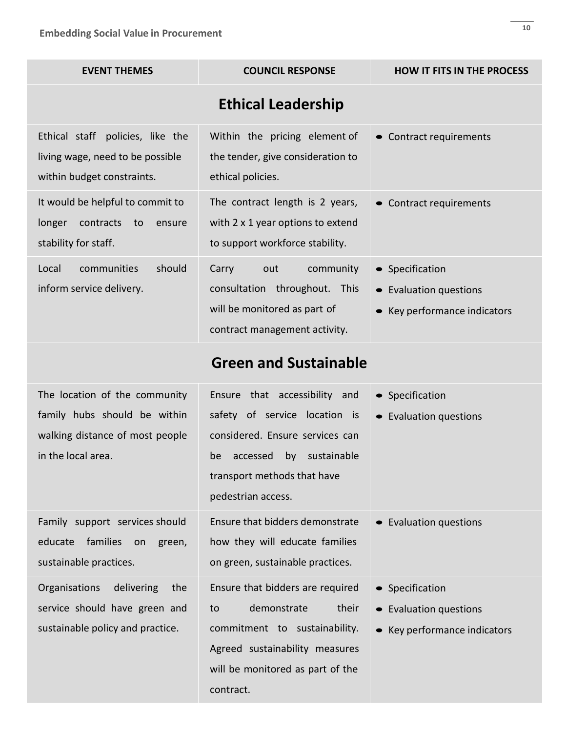| EVENT THEMES | COUNCIL RESPONSE | HOW IT FITS IN THE PROCESS |
| --- | --- | --- |
| **Ethical Leadership** | | |
| Ethical staff policies, like the living wage, need to be possible within budget constraints. | Within the pricing element of the tender, give consideration to ethical policies. | • Contract requirements |
| It would be helpful to commit to longer contracts to ensure stability for staff. | The contract length is 2 years, with 2 x 1 year options to extend to support workforce stability. | • Contract requirements |
| Local communities should inform service delivery. | Carry out community consultation throughout. This will be monitored as part of contract management activity. | • Specification<br>• Evaluation questions<br>• Key performance indicators |
| **Green and Sustainable** | | |
| The location of the community family hubs should be within walking distance of most people in the local area. | Ensure that accessibility and safety of service location is considered. Ensure services can be accessed by sustainable transport methods that have pedestrian access. | • Specification<br>• Evaluation questions |
| Family support services should educate families on green, sustainable practices. | Ensure that bidders demonstrate how they will educate families on green, sustainable practices. | • Evaluation questions |
| Organisations delivering the service should have green and sustainable policy and practice. | Ensure that bidders are required to demonstrate their commitment to sustainability. Agreed sustainability measures will be monitored as part of the contract. | • Specification<br>• Evaluation questions<br>• Key performance indicators |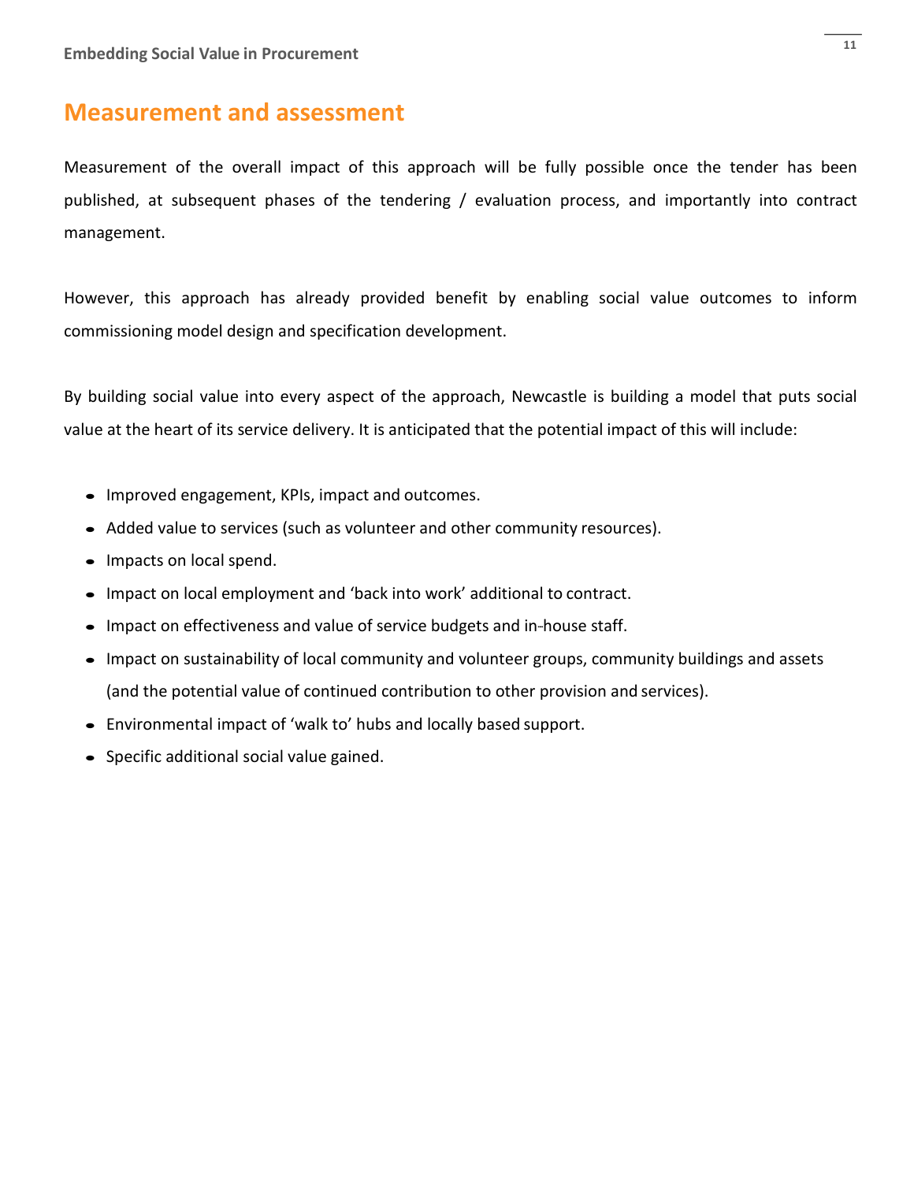## Measurement and assessment

Measurement of the overall impact of this approach will be fully possible once the tender has been published, at subsequent phases of the tendering / evaluation process, and importantly into contract management.

However, this approach has already provided benefit by enabling social value outcomes to inform commissioning model design and specification development.

By building social value into every aspect of the approach, Newcastle is building a model that puts social value at the heart of its service delivery. It is anticipated that the potential impact of this will include:

- Improved engagement, KPIs, impact and outcomes.
- Added value to services (such as volunteer and other community resources).
- Impacts on local spend.
- Impact on local employment and 'back into work' additional to contract.
- Impact on effectiveness and value of service budgets and in-house staff.
- Impact on sustainability of local community and volunteer groups, community buildings and assets (and the potential value of continued contribution to other provision and services).
- Environmental impact of 'walk to' hubs and locally based support.
- Specific additional social value gained.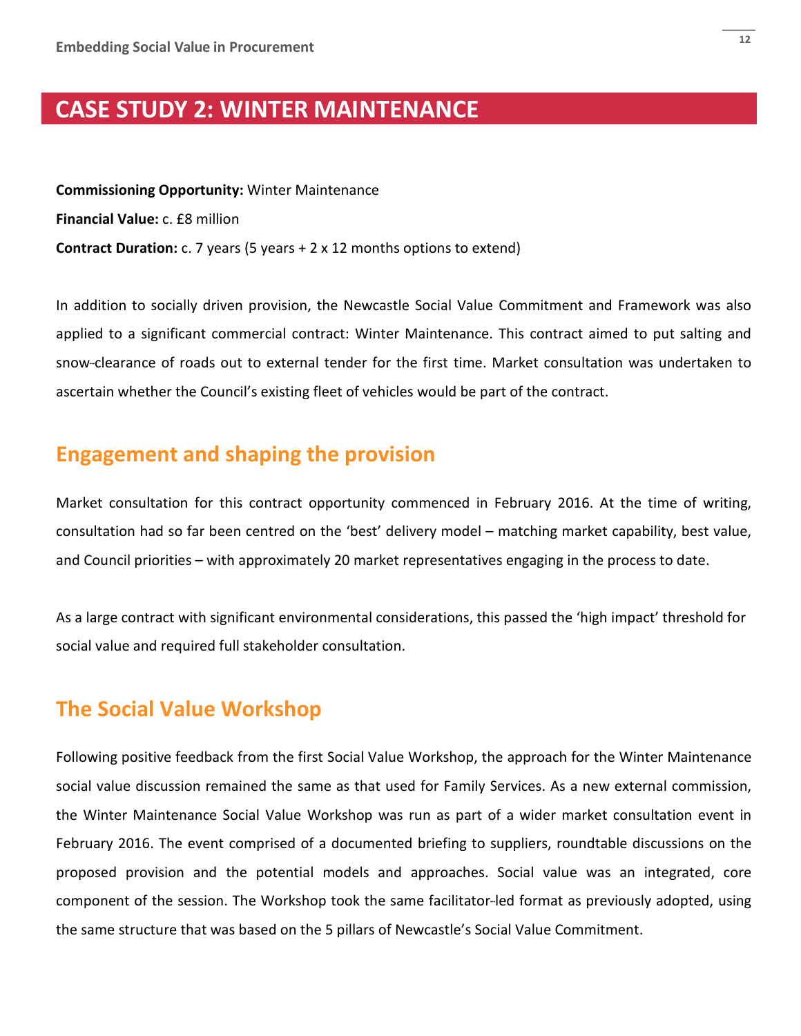# CASE STUDY 2: WINTER MAINTENANCE

**Commissioning Opportunity:** Winter Maintenance

**Financial Value:** c. £8 million

**Contract Duration:** c. 7 years (5 years + 2 x 12 months options to extend)

In addition to socially driven provision, the Newcastle Social Value Commitment and Framework was also applied to a significant commercial contract: Winter Maintenance. This contract aimed to put salting and snow-clearance of roads out to external tender for the first time. Market consultation was undertaken to ascertain whether the Council's existing fleet of vehicles would be part of the contract.

## Engagement and shaping the provision

Market consultation for this contract opportunity commenced in February 2016. At the time of writing, consultation had so far been centred on the 'best' delivery model – matching market capability, best value, and Council priorities – with approximately 20 market representatives engaging in the process to date.

As a large contract with significant environmental considerations, this passed the 'high impact' threshold for social value and required full stakeholder consultation.

## The Social Value Workshop

Following positive feedback from the first Social Value Workshop, the approach for the Winter Maintenance social value discussion remained the same as that used for Family Services. As a new external commission, the Winter Maintenance Social Value Workshop was run as part of a wider market consultation event in February 2016. The event comprised of a documented briefing to suppliers, roundtable discussions on the proposed provision and the potential models and approaches. Social value was an integrated, core component of the session. The Workshop took the same facilitator-led format as previously adopted, using the same structure that was based on the 5 pillars of Newcastle's Social Value Commitment.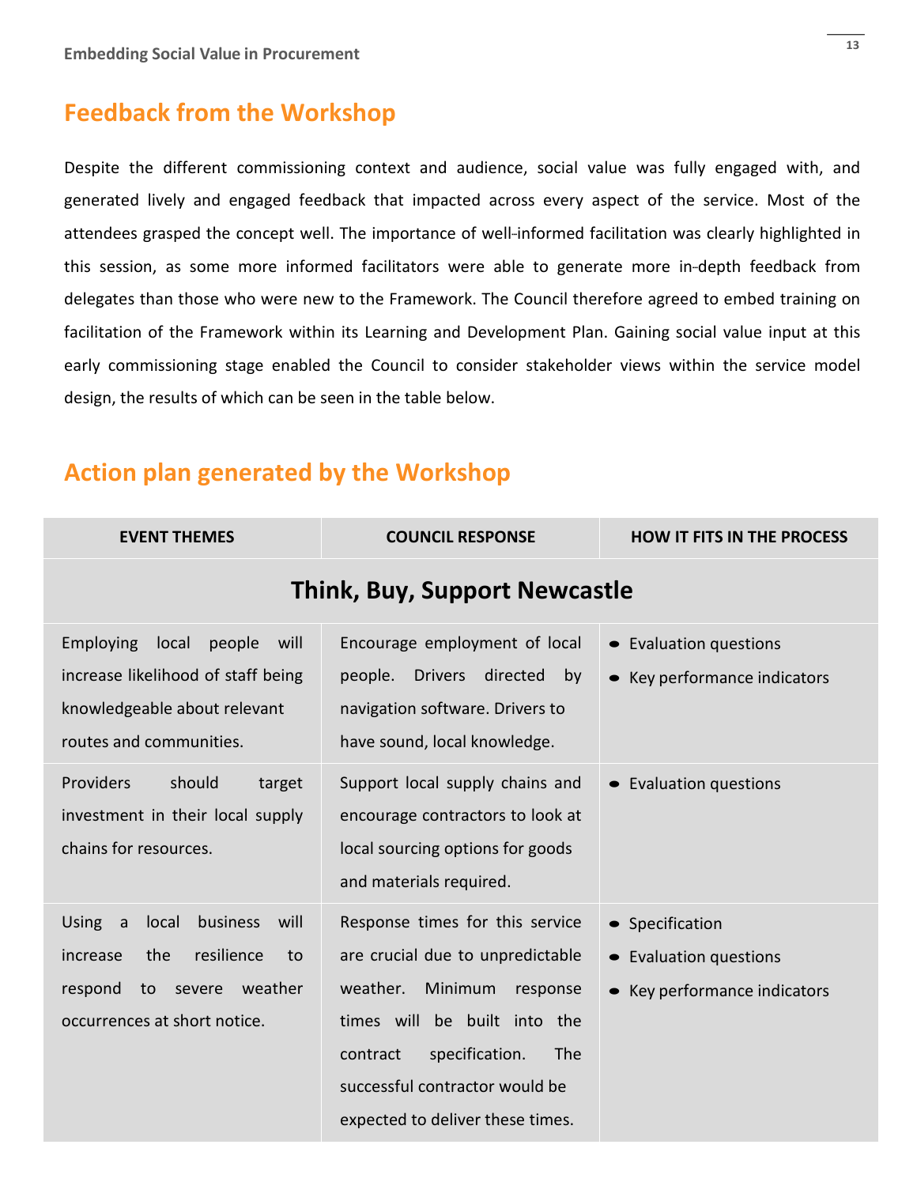## Feedback from the Workshop

Despite the different commissioning context and audience, social value was fully engaged with, and generated lively and engaged feedback that impacted across every aspect of the service. Most of the attendees grasped the concept well. The importance of well-informed facilitation was clearly highlighted in this session, as some more informed facilitators were able to generate more in-depth feedback from delegates than those who were new to the Framework. The Council therefore agreed to embed training on facilitation of the Framework within its Learning and Development Plan. Gaining social value input at this early commissioning stage enabled the Council to consider stakeholder views within the service model design, the results of which can be seen in the table below.

## Action plan generated by the Workshop

| EVENT THEMES | COUNCIL RESPONSE | HOW IT FITS IN THE PROCESS |
|---|---|---|
| **Think, Buy, Support Newcastle** | | |
| Employing local people will increase likelihood of staff being knowledgeable about relevant routes and communities. | Encourage employment of local people. Drivers directed by navigation software. Drivers to have sound, local knowledge. | • Evaluation questions<br>• Key performance indicators |
| Providers should target investment in their local supply chains for resources. | Support local supply chains and encourage contractors to look at local sourcing options for goods and materials required. | • Evaluation questions |
| Using a local business will increase the resilience to respond to severe weather occurrences at short notice. | Response times for this service are crucial due to unpredictable weather. Minimum response times will be built into the contract specification. The successful contractor would be expected to deliver these times. | • Specification<br>• Evaluation questions<br>• Key performance indicators |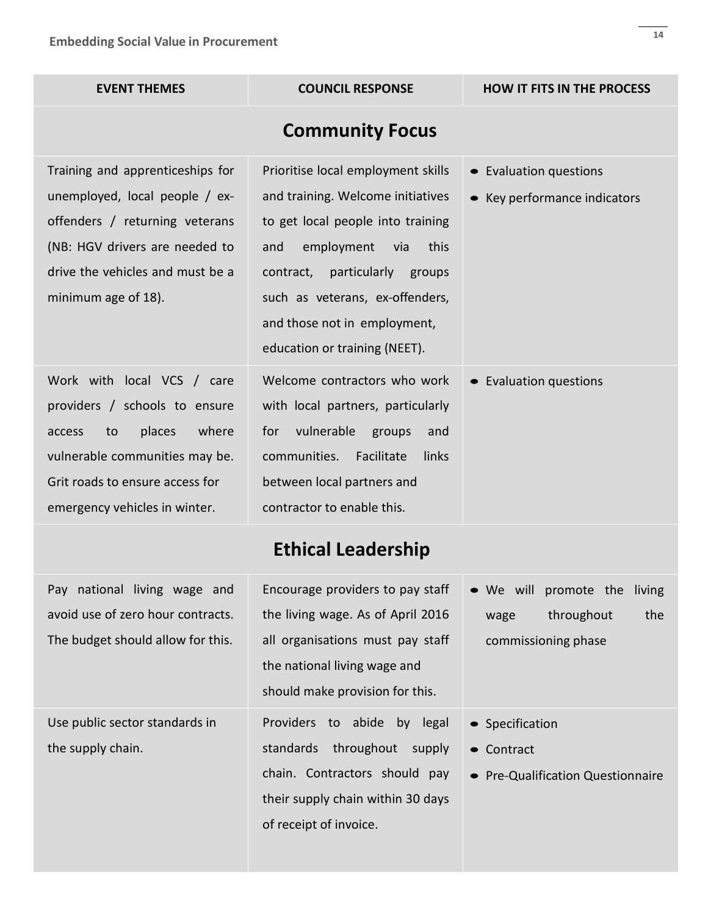| EVENT THEMES | COUNCIL RESPONSE | HOW IT FITS IN THE PROCESS |
|---|---|---|
| **Community Focus** | | |
| Training and apprenticeships for unemployed, local people / ex-offenders / returning veterans (NB: HGV drivers are needed to drive the vehicles and must be a minimum age of 18). | Prioritise local employment skills and training. Welcome initiatives to get local people into training and employment via this contract, particularly groups such as veterans, ex-offenders, and those not in employment, education or training (NEET). | • Evaluation questions<br>• Key performance indicators |
| Work with local VCS / care providers / schools to ensure access to places where vulnerable communities may be. Grit roads to ensure access for emergency vehicles in winter. | Welcome contractors who work with local partners, particularly for vulnerable groups and communities. Facilitate links between local partners and contractor to enable this. | • Evaluation questions |
| **Ethical Leadership** | | |
| Pay national living wage and avoid use of zero hour contracts. The budget should allow for this. | Encourage providers to pay staff the living wage. As of April 2016 all organisations must pay staff the national living wage and should make provision for this. | • We will promote the living wage throughout the commissioning phase |
| Use public sector standards in the supply chain. | Providers to abide by legal standards throughout supply chain. Contractors should pay their supply chain within 30 days of receipt of invoice. | • Specification<br>• Contract<br>• Pre-Qualification Questionnaire |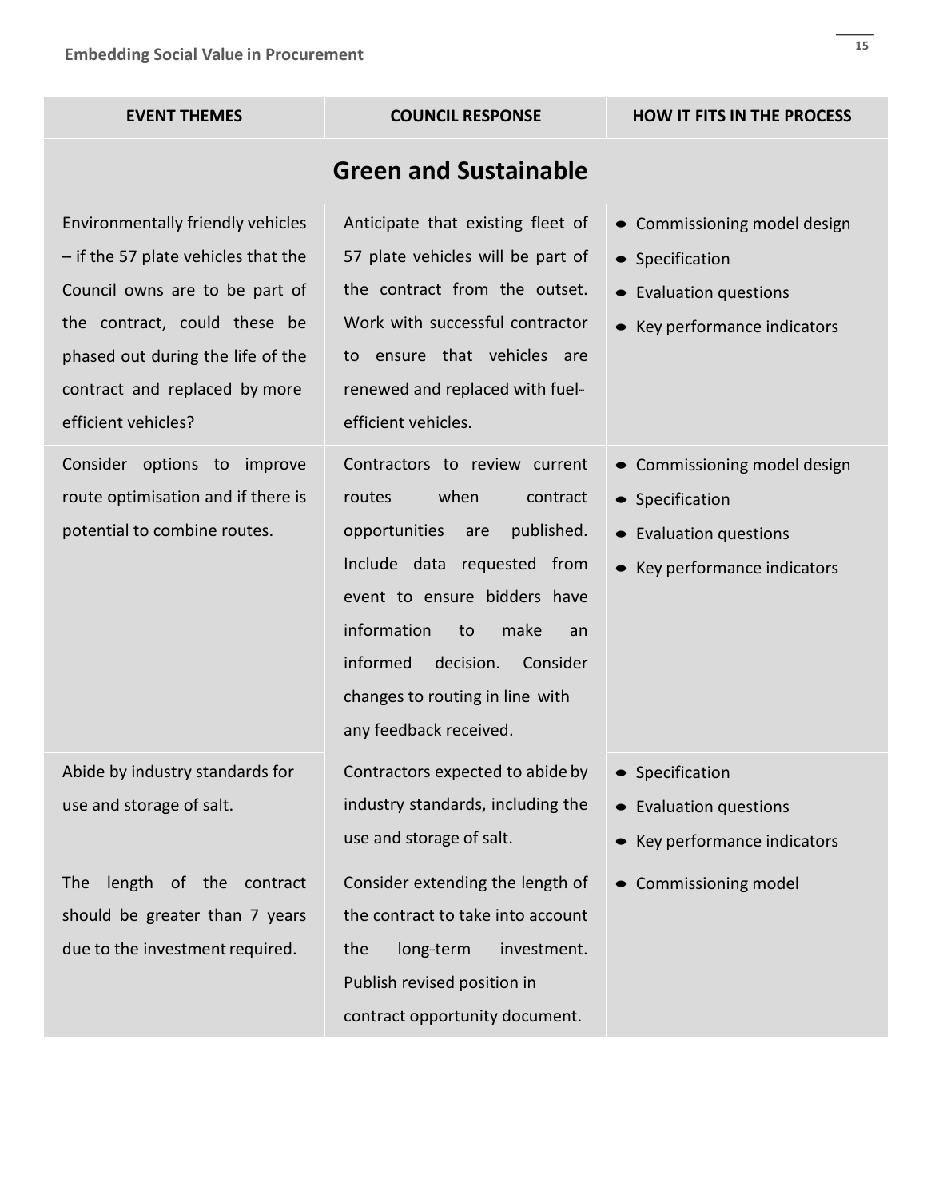| EVENT THEMES | COUNCIL RESPONSE | HOW IT FITS IN THE PROCESS |
|---|---|---|
| **Green and Sustainable** | | |
| Environmentally friendly vehicles – if the 57 plate vehicles that the Council owns are to be part of the contract, could these be phased out during the life of the contract and replaced by more efficient vehicles? | Anticipate that existing fleet of 57 plate vehicles will be part of the contract from the outset. Work with successful contractor to ensure that vehicles are renewed and replaced with fuel-efficient vehicles. | • Commissioning model design<br>• Specification<br>• Evaluation questions<br>• Key performance indicators |
| Consider options to improve route optimisation and if there is potential to combine routes. | Contractors to review current routes when contract opportunities are published. Include data requested from event to ensure bidders have information to make an informed decision. Consider changes to routing in line with any feedback received. | • Commissioning model design<br>• Specification<br>• Evaluation questions<br>• Key performance indicators |
| Abide by industry standards for use and storage of salt. | Contractors expected to abide by industry standards, including the use and storage of salt. | • Specification<br>• Evaluation questions<br>• Key performance indicators |
| The length of the contract should be greater than 7 years due to the investment required. | Consider extending the length of the contract to take into account the long-term investment. Publish revised position in contract opportunity document. | • Commissioning model |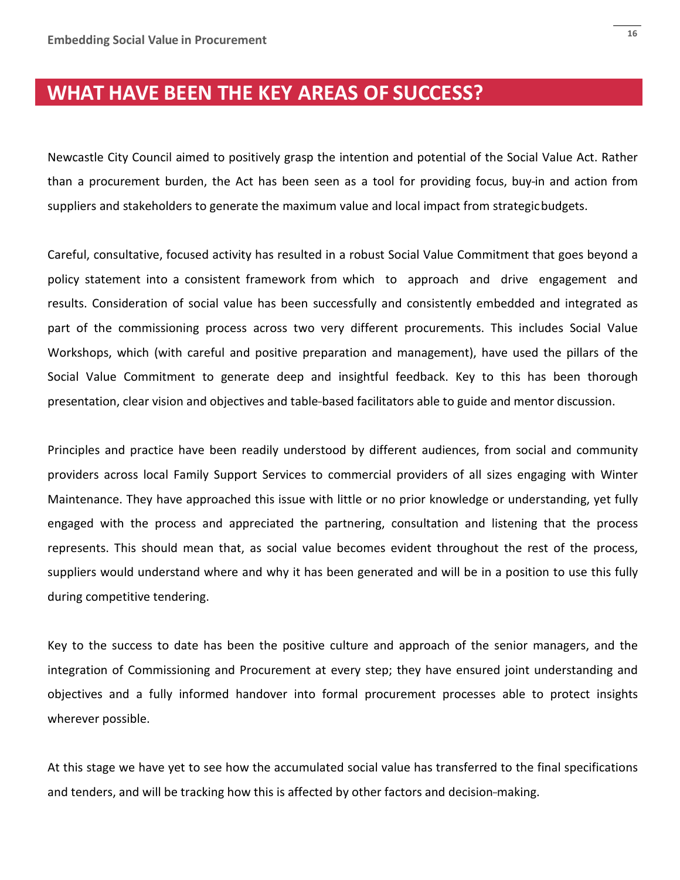# WHAT HAVE BEEN THE KEY AREAS OF SUCCESS?

Newcastle City Council aimed to positively grasp the intention and potential of the Social Value Act. Rather than a procurement burden, the Act has been seen as a tool for providing focus, buy-in and action from suppliers and stakeholders to generate the maximum value and local impact from strategic budgets.

Careful, consultative, focused activity has resulted in a robust Social Value Commitment that goes beyond a policy statement into a consistent framework from which to approach and drive engagement and results. Consideration of social value has been successfully and consistently embedded and integrated as part of the commissioning process across two very different procurements. This includes Social Value Workshops, which (with careful and positive preparation and management), have used the pillars of the Social Value Commitment to generate deep and insightful feedback. Key to this has been thorough presentation, clear vision and objectives and table-based facilitators able to guide and mentor discussion.

Principles and practice have been readily understood by different audiences, from social and community providers across local Family Support Services to commercial providers of all sizes engaging with Winter Maintenance. They have approached this issue with little or no prior knowledge or understanding, yet fully engaged with the process and appreciated the partnering, consultation and listening that the process represents. This should mean that, as social value becomes evident throughout the rest of the process, suppliers would understand where and why it has been generated and will be in a position to use this fully during competitive tendering.

Key to the success to date has been the positive culture and approach of the senior managers, and the integration of Commissioning and Procurement at every step; they have ensured joint understanding and objectives and a fully informed handover into formal procurement processes able to protect insights wherever possible.

At this stage we have yet to see how the accumulated social value has transferred to the final specifications and tenders, and will be tracking how this is affected by other factors and decision-making.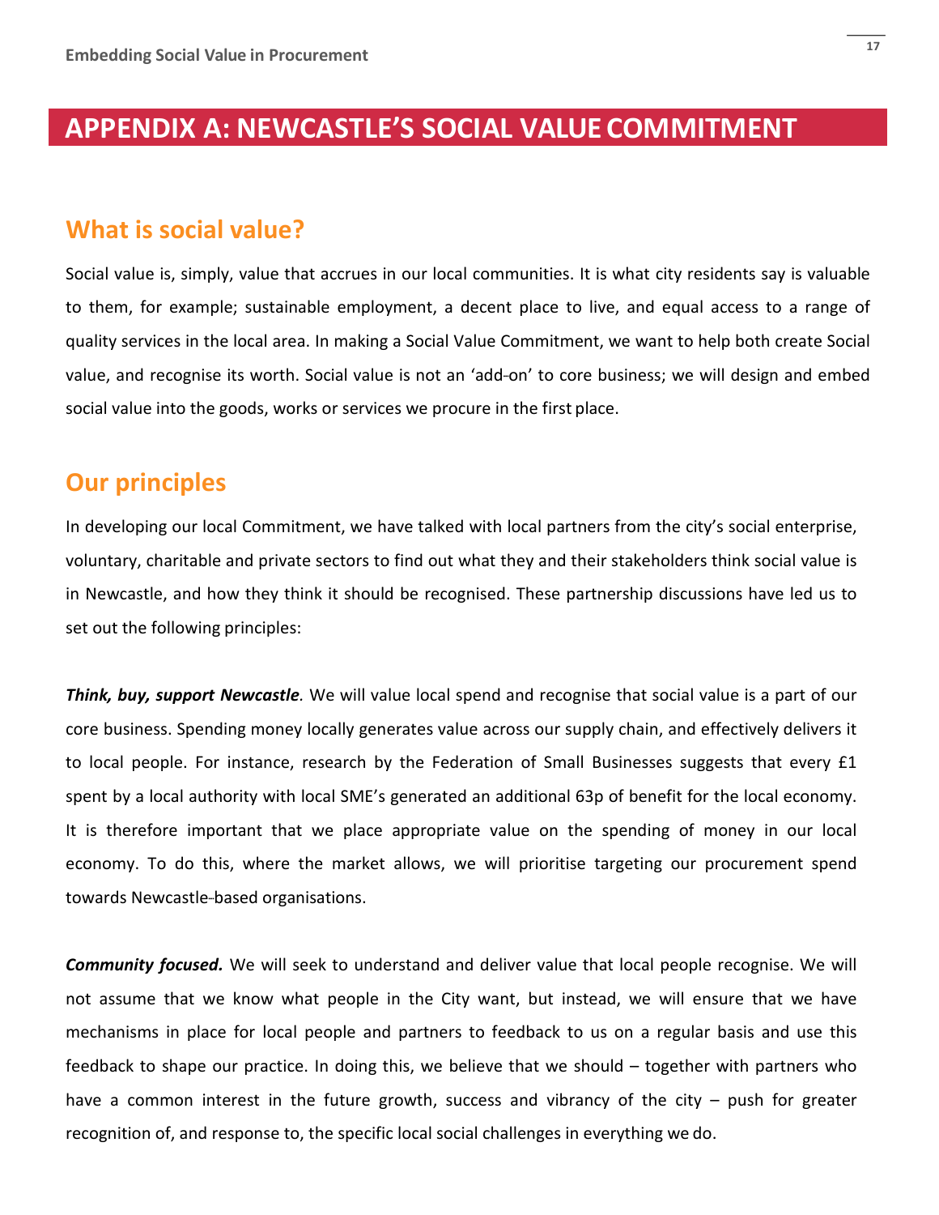# APPENDIX A: NEWCASTLE'S SOCIAL VALUE COMMITMENT

## What is social value?

Social value is, simply, value that accrues in our local communities. It is what city residents say is valuable to them, for example; sustainable employment, a decent place to live, and equal access to a range of quality services in the local area. In making a Social Value Commitment, we want to help both create Social value, and recognise its worth. Social value is not an 'add-on' to core business; we will design and embed social value into the goods, works or services we procure in the first place.

## Our principles

In developing our local Commitment, we have talked with local partners from the city's social enterprise, voluntary, charitable and private sectors to find out what they and their stakeholders think social value is in Newcastle, and how they think it should be recognised. These partnership discussions have led us to set out the following principles:

***Think, buy, support Newcastle.*** We will value local spend and recognise that social value is a part of our core business. Spending money locally generates value across our supply chain, and effectively delivers it to local people. For instance, research by the Federation of Small Businesses suggests that every £1 spent by a local authority with local SME's generated an additional 63p of benefit for the local economy. It is therefore important that we place appropriate value on the spending of money in our local economy. To do this, where the market allows, we will prioritise targeting our procurement spend towards Newcastle-based organisations.

***Community focused.*** We will seek to understand and deliver value that local people recognise. We will not assume that we know what people in the City want, but instead, we will ensure that we have mechanisms in place for local people and partners to feedback to us on a regular basis and use this feedback to shape our practice. In doing this, we believe that we should – together with partners who have a common interest in the future growth, success and vibrancy of the city – push for greater recognition of, and response to, the specific local social challenges in everything we do.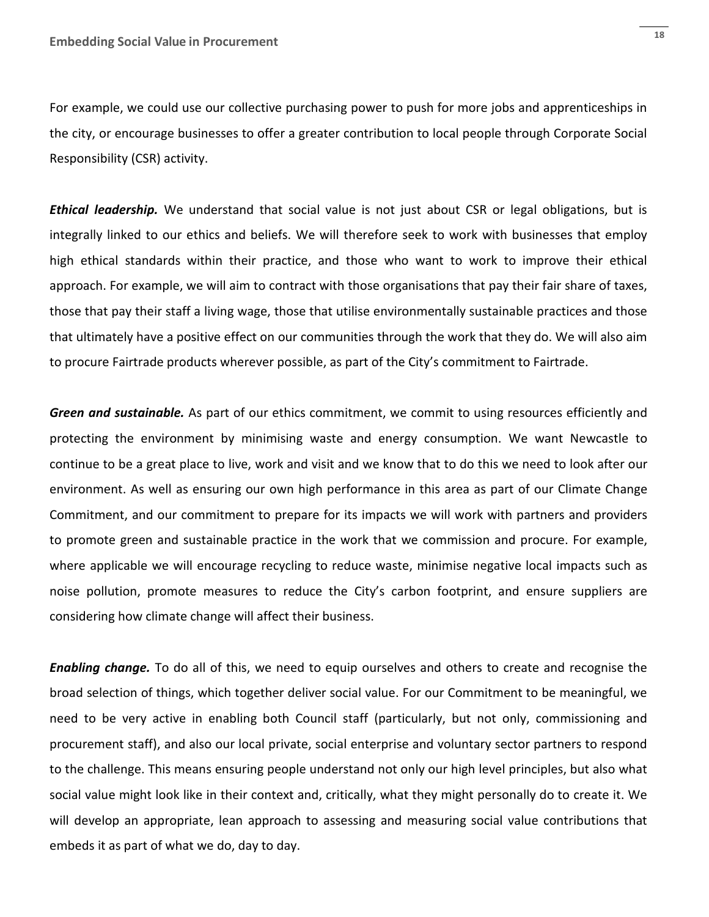For example, we could use our collective purchasing power to push for more jobs and apprenticeships in the city, or encourage businesses to offer a greater contribution to local people through Corporate Social Responsibility (CSR) activity.

***Ethical leadership.*** We understand that social value is not just about CSR or legal obligations, but is integrally linked to our ethics and beliefs. We will therefore seek to work with businesses that employ high ethical standards within their practice, and those who want to work to improve their ethical approach. For example, we will aim to contract with those organisations that pay their fair share of taxes, those that pay their staff a living wage, those that utilise environmentally sustainable practices and those that ultimately have a positive effect on our communities through the work that they do. We will also aim to procure Fairtrade products wherever possible, as part of the City's commitment to Fairtrade.

***Green and sustainable.*** As part of our ethics commitment, we commit to using resources efficiently and protecting the environment by minimising waste and energy consumption. We want Newcastle to continue to be a great place to live, work and visit and we know that to do this we need to look after our environment. As well as ensuring our own high performance in this area as part of our Climate Change Commitment, and our commitment to prepare for its impacts we will work with partners and providers to promote green and sustainable practice in the work that we commission and procure. For example, where applicable we will encourage recycling to reduce waste, minimise negative local impacts such as noise pollution, promote measures to reduce the City's carbon footprint, and ensure suppliers are considering how climate change will affect their business.

***Enabling change.*** To do all of this, we need to equip ourselves and others to create and recognise the broad selection of things, which together deliver social value. For our Commitment to be meaningful, we need to be very active in enabling both Council staff (particularly, but not only, commissioning and procurement staff), and also our local private, social enterprise and voluntary sector partners to respond to the challenge. This means ensuring people understand not only our high level principles, but also what social value might look like in their context and, critically, what they might personally do to create it. We will develop an appropriate, lean approach to assessing and measuring social value contributions that embeds it as part of what we do, day to day.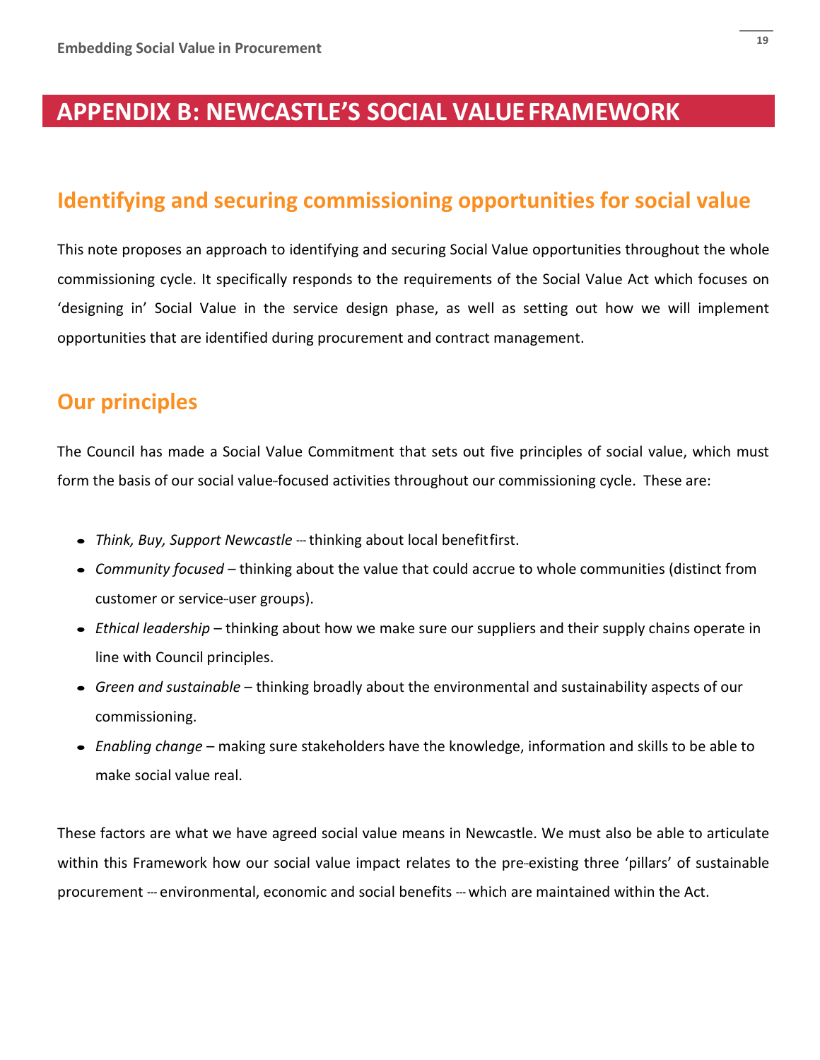# APPENDIX B: NEWCASTLE'S SOCIAL VALUE FRAMEWORK

## Identifying and securing commissioning opportunities for social value

This note proposes an approach to identifying and securing Social Value opportunities throughout the whole commissioning cycle. It specifically responds to the requirements of the Social Value Act which focuses on 'designing in' Social Value in the service design phase, as well as setting out how we will implement opportunities that are identified during procurement and contract management.

## Our principles

The Council has made a Social Value Commitment that sets out five principles of social value, which must form the basis of our social value-focused activities throughout our commissioning cycle. These are:

- *Think, Buy, Support Newcastle* – thinking about local benefit first.
- *Community focused* – thinking about the value that could accrue to whole communities (distinct from customer or service-user groups).
- *Ethical leadership* – thinking about how we make sure our suppliers and their supply chains operate in line with Council principles.
- *Green and sustainable* – thinking broadly about the environmental and sustainability aspects of our commissioning.
- *Enabling change* – making sure stakeholders have the knowledge, information and skills to be able to make social value real.

These factors are what we have agreed social value means in Newcastle. We must also be able to articulate within this Framework how our social value impact relates to the pre-existing three 'pillars' of sustainable procurement – environmental, economic and social benefits – which are maintained within the Act.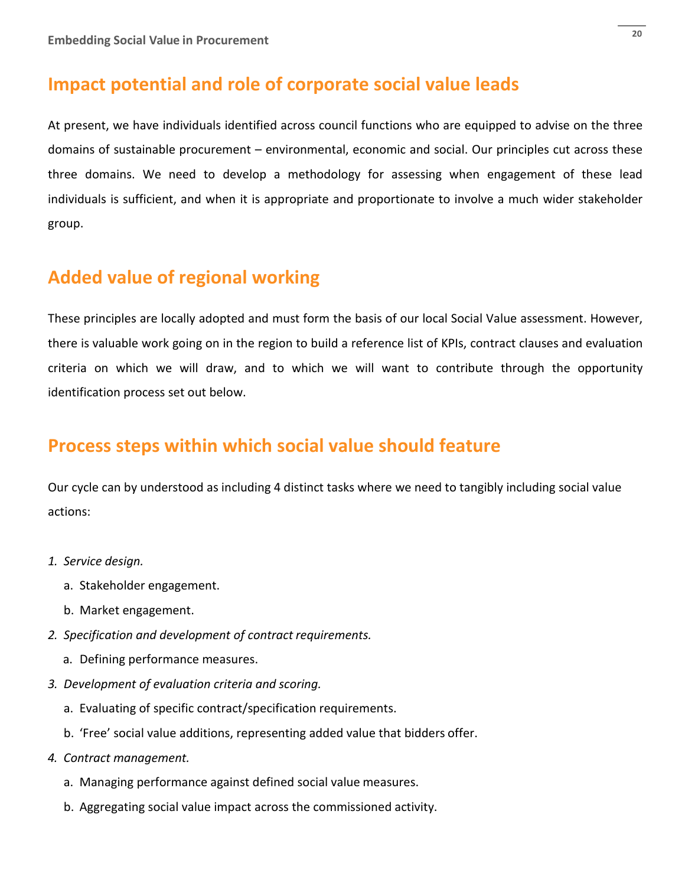## Impact potential and role of corporate social value leads

At present, we have individuals identified across council functions who are equipped to advise on the three domains of sustainable procurement – environmental, economic and social. Our principles cut across these three domains. We need to develop a methodology for assessing when engagement of these lead individuals is sufficient, and when it is appropriate and proportionate to involve a much wider stakeholder group.

## Added value of regional working

These principles are locally adopted and must form the basis of our local Social Value assessment. However, there is valuable work going on in the region to build a reference list of KPIs, contract clauses and evaluation criteria on which we will draw, and to which we will want to contribute through the opportunity identification process set out below.

## Process steps within which social value should feature

Our cycle can by understood as including 4 distinct tasks where we need to tangibly including social value actions:

1. *Service design.*
   a. Stakeholder engagement.
   b. Market engagement.
2. *Specification and development of contract requirements.*
   a. Defining performance measures.
3. *Development of evaluation criteria and scoring.*
   a. Evaluating of specific contract/specification requirements.
   b. 'Free' social value additions, representing added value that bidders offer.
4. *Contract management.*
   a. Managing performance against defined social value measures.
   b. Aggregating social value impact across the commissioned activity.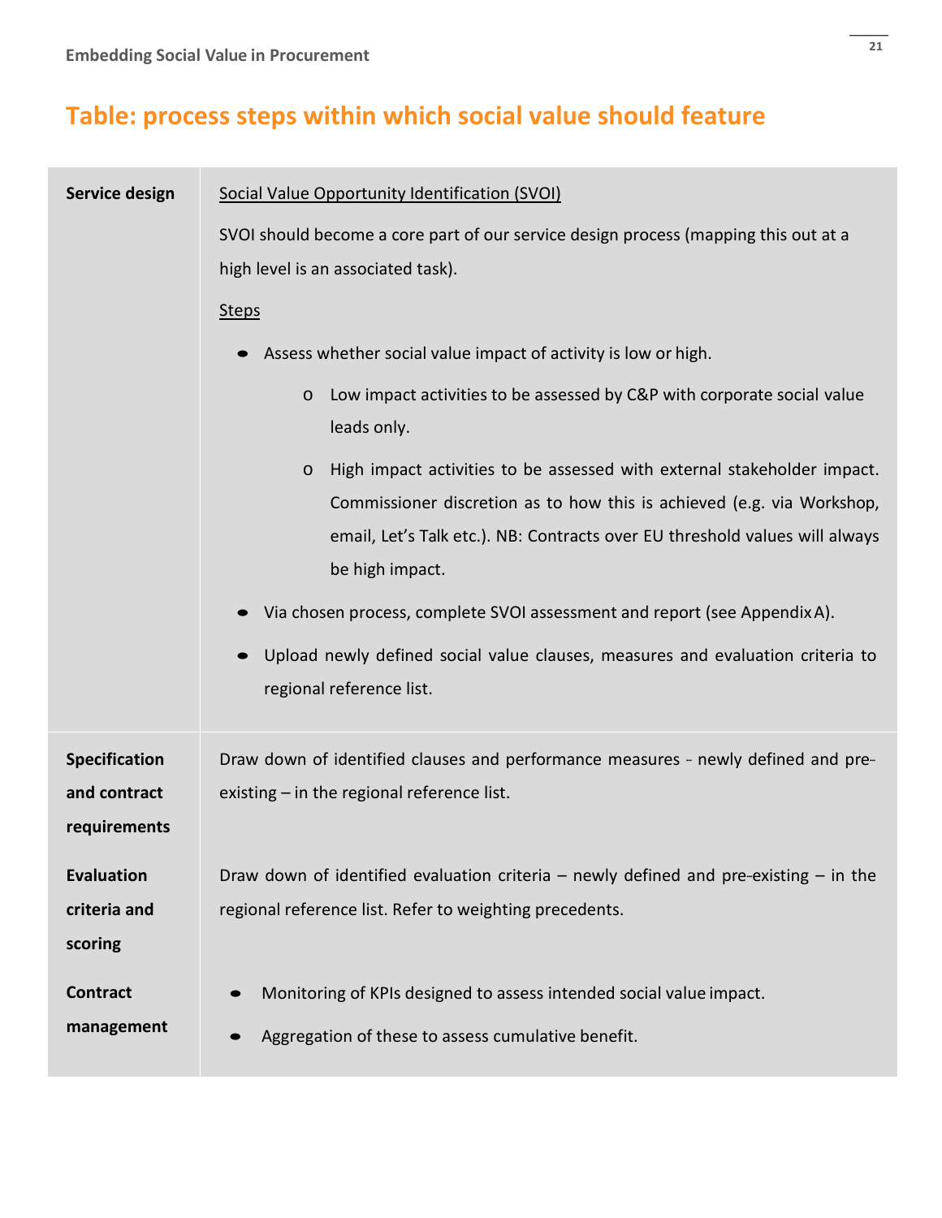## Table: process steps within which social value should feature

| | |
|---|---|
| **Service design** | <u>Social Value Opportunity Identification (SVOI)</u><br><br>SVOI should become a core part of our service design process (mapping this out at a high level is an associated task).<br><br><u>Steps</u><br><br>• Assess whether social value impact of activity is low or high.<br>  o Low impact activities to be assessed by C&P with corporate social value leads only.<br>  o High impact activities to be assessed with external stakeholder impact. Commissioner discretion as to how this is achieved (e.g. via Workshop, email, Let's Talk etc.). NB: Contracts over EU threshold values will always be high impact.<br>• Via chosen process, complete SVOI assessment and report (see Appendix A).<br>• Upload newly defined social value clauses, measures and evaluation criteria to regional reference list. |
| **Specification and contract requirements** | Draw down of identified clauses and performance measures – newly defined and pre-existing – in the regional reference list. |
| **Evaluation criteria and scoring** | Draw down of identified evaluation criteria – newly defined and pre-existing – in the regional reference list. Refer to weighting precedents. |
| **Contract management** | • Monitoring of KPIs designed to assess intended social value impact.<br>• Aggregation of these to assess cumulative benefit. |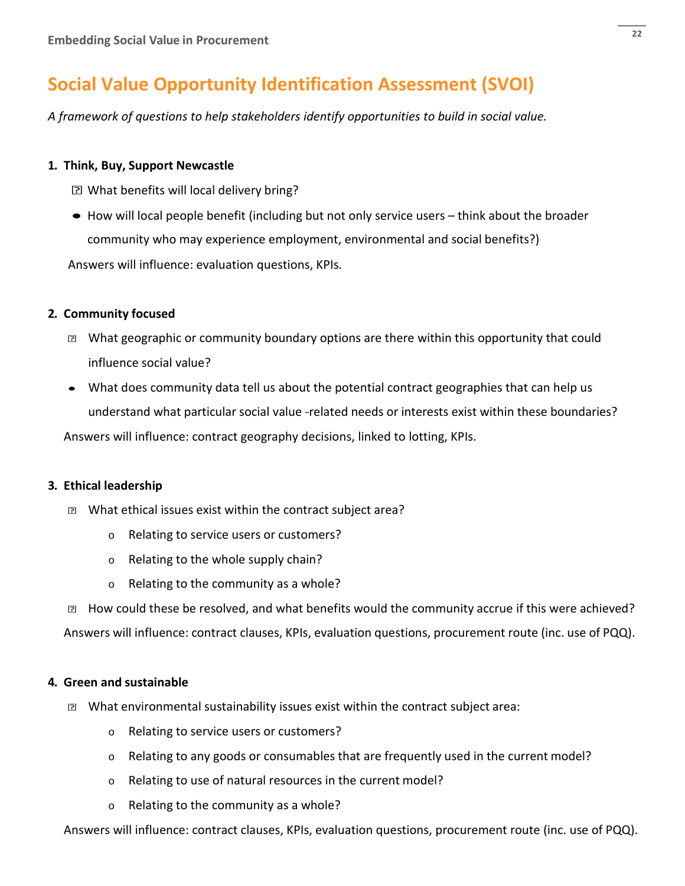# Social Value Opportunity Identification Assessment (SVOI)

*A framework of questions to help stakeholders identify opportunities to build in social value.*

1. **Think, Buy, Support Newcastle**
   - What benefits will local delivery bring?
   - How will local people benefit (including but not only service users – think about the broader community who may experience employment, environmental and social benefits?)

   Answers will influence: evaluation questions, KPIs.

2. **Community focused**
   - What geographic or community boundary options are there within this opportunity that could influence social value?
   - What does community data tell us about the potential contract geographies that can help us understand what particular social value -related needs or interests exist within these boundaries?

   Answers will influence: contract geography decisions, linked to lotting, KPIs.

3. **Ethical leadership**
   - What ethical issues exist within the contract subject area?
     - Relating to service users or customers?
     - Relating to the whole supply chain?
     - Relating to the community as a whole?
   - How could these be resolved, and what benefits would the community accrue if this were achieved?

   Answers will influence: contract clauses, KPIs, evaluation questions, procurement route (inc. use of PQQ).

4. **Green and sustainable**
   - What environmental sustainability issues exist within the contract subject area:
     - Relating to service users or customers?
     - Relating to any goods or consumables that are frequently used in the current model?
     - Relating to use of natural resources in the current model?
     - Relating to the community as a whole?

   Answers will influence: contract clauses, KPIs, evaluation questions, procurement route (inc. use of PQQ).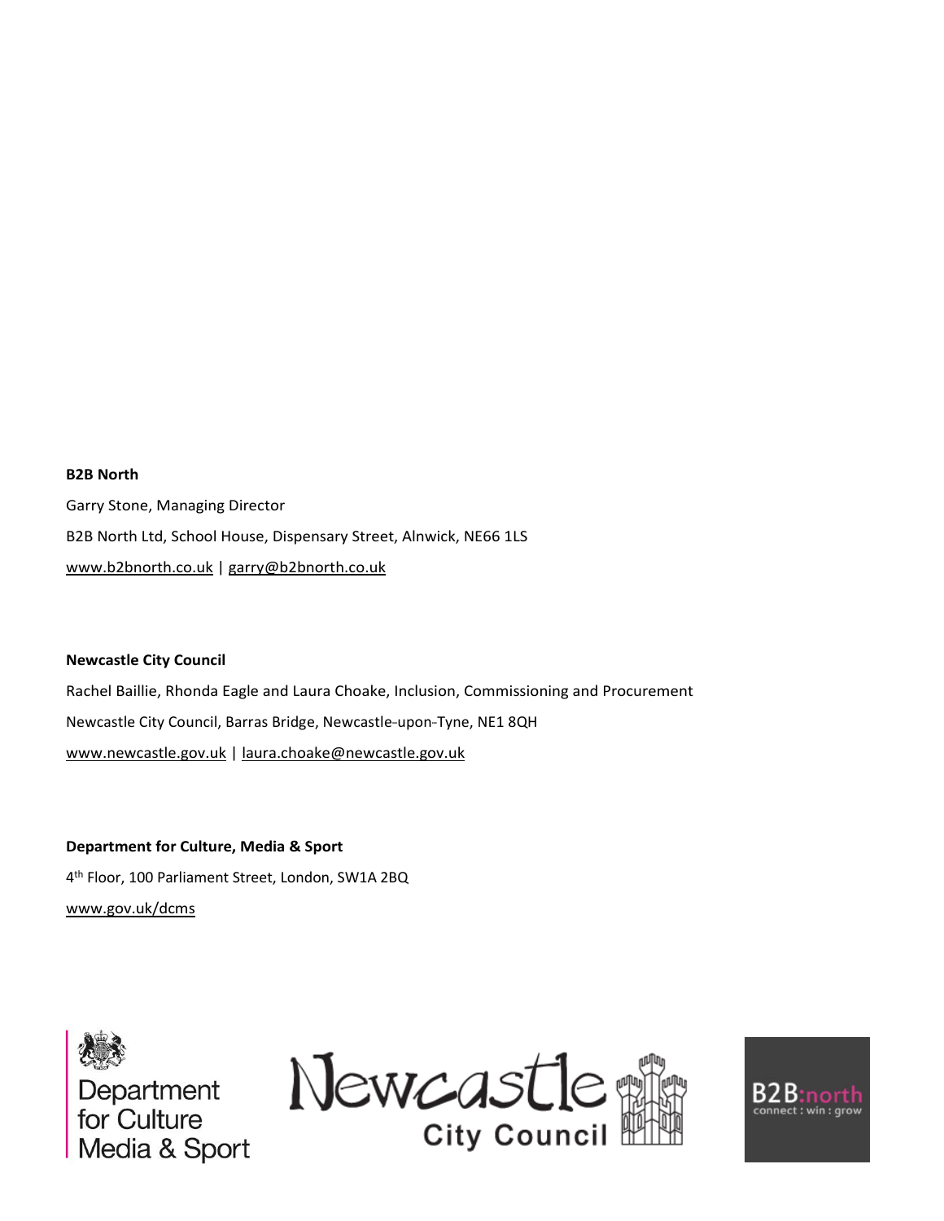**B2B North**

Garry Stone, Managing Director

B2B North Ltd, School House, Dispensary Street, Alnwick, NE66 1LS

www.b2bnorth.co.uk | garry@b2bnorth.co.uk

**Newcastle City Council**

Rachel Baillie, Rhonda Eagle and Laura Choake, Inclusion, Commissioning and Procurement

Newcastle City Council, Barras Bridge, Newcastle-upon-Tyne, NE1 8QH

www.newcastle.gov.uk | laura.choake@newcastle.gov.uk

**Department for Culture, Media & Sport**

4th Floor, 100 Parliament Street, London, SW1A 2BQ

www.gov.uk/dcms

Department for Culture Media & Sport

Newcastle City Council

B2B:north connect : win : grow